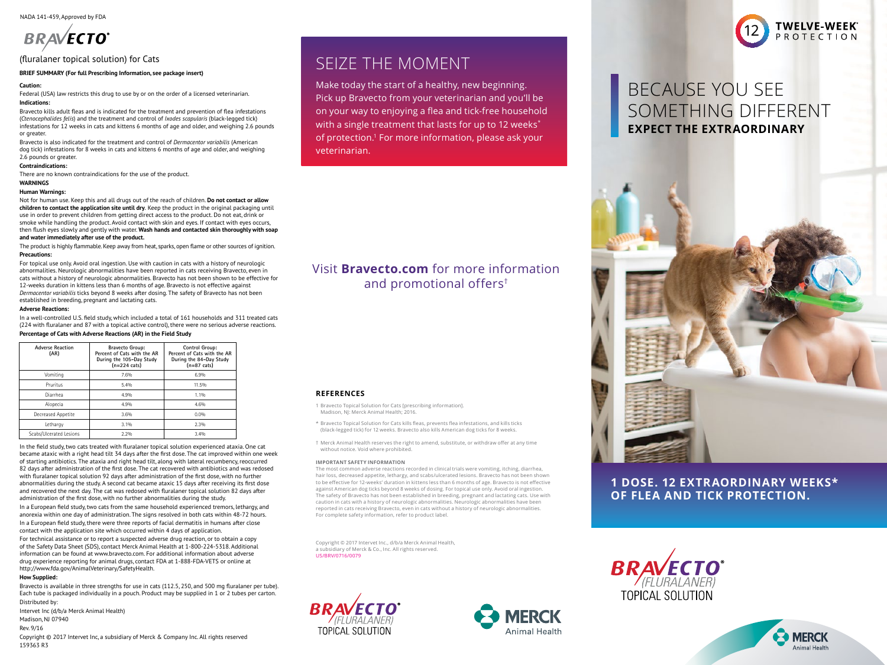NADA 141-459, Approved by FDA

# BRAVECTO®

(fluralaner topical solution) for Cats

**BRIEF SUMMARY (For full Prescribing Information, see package insert)**

**Caution:**

Federal (USA) law restricts this drug to use by or on the order of a licensed veterinarian.

**Indications:**

Bravecto kills adult fleas and is indicated for the treatment and prevention of flea infestations (*Ctenocephalides felis*) and the treatment and control of *Ixodes scapularis* (black-legged tick) infestations for 12 weeks in cats and kittens 6 months of age and older, and weighing 2.6 pounds or greater.

Bravecto is also indicated for the treatment and control of *Dermacentor variabilis* (American dog tick) infestations for 8 weeks in cats and kittens 6 months of age and older, and weighing 2.6 pounds or greater.

**Contraindications:**

There are no known contraindications for the use of the product.

**WARNINGS**

**Human Warnings:**

Not for human use. Keep this and all drugs out of the reach of children. **Do not contact or allow children to contact the application site until dry**. Keep the product in the original packaging until use in order to prevent children from getting direct access to the product. Do not eat, drink or smoke while handling the product. Avoid contact with skin and eyes. If contact with eyes occurs, then flush eyes slowly and gently with water. **Wash hands and contacted skin thoroughly with soap and water immediately after use of the product.**

The product is highly flammable. Keep away from heat, sparks, open flame or other sources of ignition.

**Precautions:**

For topical use only. Avoid oral ingestion. Use with caution in cats with a history of neurologic abnormalities. Neurologic abnormalities have been reported in cats receiving Bravecto, even in cats without a history of neurologic abnormalities. Bravecto has not been shown to be effective for 12-weeks duration in kittens less than 6 months of age. Bravecto is not effective against *Dermacentor variabilis* ticks beyond 8 weeks after dosing. The safety of Bravecto has not been established in breeding, pregnant and lactating cats.

**Adverse Reactions:**

In a well-controlled U.S. field study, which included a total of 161 households and 311 treated cats (224 with fluralaner and 87 with a topical active control), there were no serious adverse reactions.

**Percentage of Cats with Adverse Reactions (AR) in the Field Study**

| Adverse Reaction (AR) | Bravecto Group: Percent of Cats with the AR During the 105-Day Study (n=224 cats) | Control Group: Percent of Cats with the AR During the 84-Day Study (n=87 cats) |
|---|---|---|
| Vomiting | 7.6% | 6.9% |
| Pruritus | 5.4% | 11.5% |
| Diarrhea | 4.9% | 1.1% |
| Alopecia | 4.9% | 4.6% |
| Decreased Appetite | 3.6% | 0.0% |
| Lethargy | 3.1% | 2.3% |
| Scabs/Ulcerated Lesions | 2.2% | 3.4% |

In the field study, two cats treated with fluralaner topical solution experienced ataxia. One cat became ataxic with a right head tilt 34 days after the first dose. The cat improved within one week of starting antibiotics. The ataxia and right head tilt, along with lateral recumbency, reoccurred 82 days after administration of the first dose. The cat recovered with antibiotics and was redosed with fluralaner topical solution 92 days after administration of the first dose, with no further abnormalities during the study. A second cat became ataxic 15 days after receiving its first dose and recovered the next day. The cat was redosed with fluralaner topical solution 82 days after administration of the first dose, with no further abnormalities during the study.

In a European field study, two cats from the same household experienced tremors, lethargy, and anorexia within one day of administration. The signs resolved in both cats within 48-72 hours.

In a European field study, there were three reports of facial dermatitis in humans after close contact with the application site which occurred within 4 days of application.

For technical assistance or to report a suspected adverse drug reaction, or to obtain a copy of the Safety Data Sheet (SDS), contact Merck Animal Health at 1-800-224-5318. Additional information can be found at www.bravecto.com. For additional information about adverse drug experience reporting for animal drugs, contact FDA at 1-888-FDA-VETS or online at http://www.fda.gov/AnimalVeterinary/SafetyHealth.

**How Supplied:**

Bravecto is available in three strengths for use in cats (112.5, 250, and 500 mg fluralaner per tube). Each tube is packaged individually in a pouch. Product may be supplied in 1 or 2 tubes per carton.

Distributed by:

Intervet Inc (d/b/a Merck Animal Health)

Madison, NJ 07940

Rev. 9/16

Copyright © 2017 Intervet Inc, a subsidiary of Merck & Company Inc. All rights reserved

159363 R3

# SEIZE THE MOMENT

Make today the start of a healthy, new beginning. Pick up Bravecto from your veterinarian and you'll be on your way to enjoying a flea and tick-free household with a single treatment that lasts for up to 12 weeks* of protection.[1] For more information, please ask your veterinarian.

Visit **Bravecto.com** for more information and promotional offers†

### REFERENCES

1 Bravecto Topical Solution for Cats [prescribing information]. Madison, NJ: Merck Animal Health; 2016.

\* Bravecto Topical Solution for Cats kills fleas, prevents flea infestations, and kills ticks (black-legged tick) for 12 weeks. Bravecto also kills American dog ticks for 8 weeks.

† Merck Animal Health reserves the right to amend, substitute, or withdraw offer at any time without notice. Void where prohibited.

**IMPORTANT SAFETY INFORMATION**

The most common adverse reactions recorded in clinical trials were vomiting, itching, diarrhea, hair loss, decreased appetite, lethargy, and scabs/ulcerated lesions. Bravecto has not been shown to be effective for 12-weeks' duration in kittens less than 6 months of age. Bravecto is not effective against American dog ticks beyond 8 weeks of dosing. For topical use only. Avoid oral ingestion. The safety of Bravecto has not been established in breeding, pregnant and lactating cats. Use with caution in cats with a history of neurologic abnormalities. Neurologic abnormalities have been reported in cats receiving Bravecto, even in cats without a history of neurologic abnormalities. For complete safety information, refer to product label.

Copyright © 2017 Intervet Inc., d/b/a Merck Animal Health, a subsidiary of Merck & Co., Inc. All rights reserved.
US/BRV/0716/0079

BRAVECTO® (FLURALANER) TOPICAL SOLUTION

MERCK Animal Health

12 TWELVE-WEEK® PROTECTION

# BECAUSE YOU SEE SOMETHING DIFFERENT
**EXPECT THE EXTRAORDINARY**

**1 DOSE. 12 EXTRAORDINARY WEEKS* OF FLEA AND TICK PROTECTION.**

BRAVECTO® (FLURALANER) TOPICAL SOLUTION

MERCK Animal Health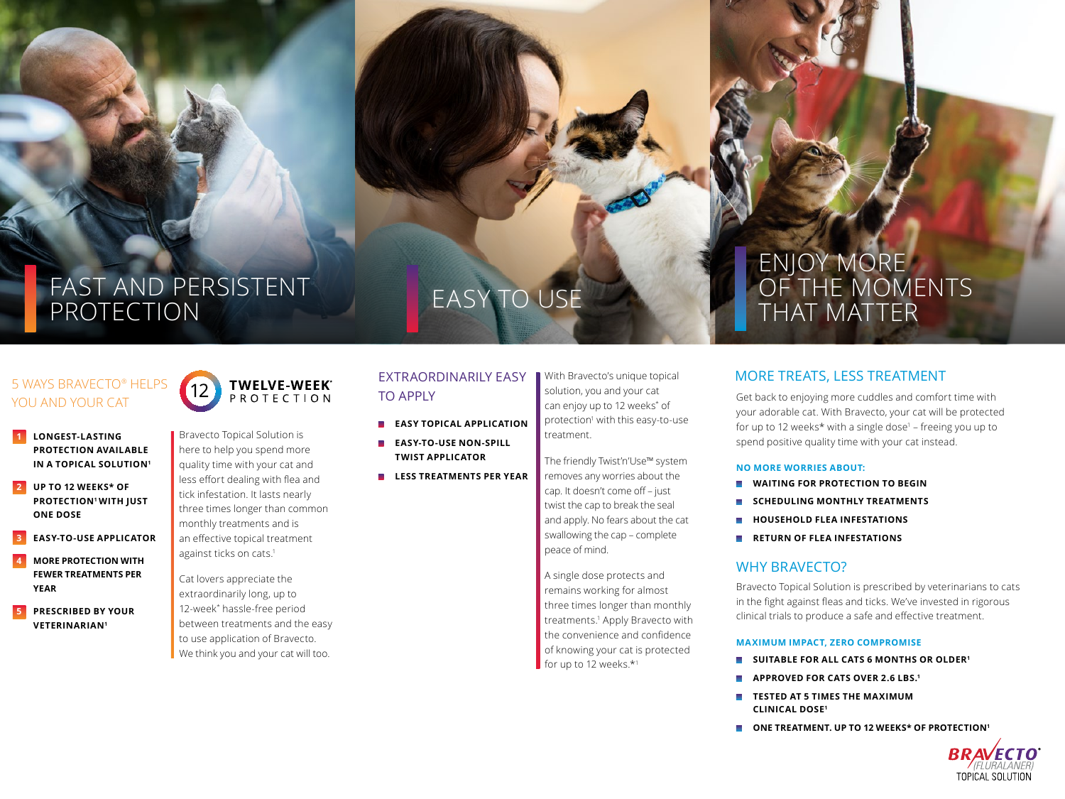## FAST AND PERSISTENT PROTECTION

### 5 WAYS BRAVECTO® HELPS YOU AND YOUR CAT

1. **LONGEST-LASTING PROTECTION AVAILABLE IN A TOPICAL SOLUTION[1]**
2. **UP TO 12 WEEKS* OF PROTECTION[1] WITH JUST ONE DOSE**
3. **EASY-TO-USE APPLICATOR**
4. **MORE PROTECTION WITH FEWER TREATMENTS PER YEAR**
5. **PRESCRIBED BY YOUR VETERINARIAN[1]**

12 **TWELVE-WEEK® PROTECTION**

Bravecto Topical Solution is here to help you spend more quality time with your cat and less effort dealing with flea and tick infestation. It lasts nearly three times longer than common monthly treatments and is an effective topical treatment against ticks on cats.[1]

Cat lovers appreciate the extraordinarily long, up to 12-week* hassle-free period between treatments and the easy to use application of Bravecto. We think you and your cat will too.

## EASY TO USE

### EXTRAORDINARILY EASY TO APPLY

- **EASY TOPICAL APPLICATION**
- **EASY-TO-USE NON-SPILL TWIST APPLICATOR**
- **LESS TREATMENTS PER YEAR**

With Bravecto's unique topical solution, you and your cat can enjoy up to 12 weeks* of protection[1] with this easy-to-use treatment.

The friendly Twist'n'Use™ system removes any worries about the cap. It doesn't come off – just twist the cap to break the seal and apply. No fears about the cat swallowing the cap – complete peace of mind.

A single dose protects and remains working for almost three times longer than monthly treatments.[1] Apply Bravecto with the convenience and confidence of knowing your cat is protected for up to 12 weeks.*[1]

## ENJOY MORE OF THE MOMENTS THAT MATTER

### MORE TREATS, LESS TREATMENT

Get back to enjoying more cuddles and comfort time with your adorable cat. With Bravecto, your cat will be protected for up to 12 weeks* with a single dose[1] – freeing you up to spend positive quality time with your cat instead.

**NO MORE WORRIES ABOUT:**

- **WAITING FOR PROTECTION TO BEGIN**
- **SCHEDULING MONTHLY TREATMENTS**
- **HOUSEHOLD FLEA INFESTATIONS**
- **RETURN OF FLEA INFESTATIONS**

### WHY BRAVECTO?

Bravecto Topical Solution is prescribed by veterinarians to cats in the fight against fleas and ticks. We've invested in rigorous clinical trials to produce a safe and effective treatment.

**MAXIMUM IMPACT, ZERO COMPROMISE**

- **SUITABLE FOR ALL CATS 6 MONTHS OR OLDER[1]**
- **APPROVED FOR CATS OVER 2.6 LBS.[1]**
- **TESTED AT 5 TIMES THE MAXIMUM CLINICAL DOSE[1]**
- **ONE TREATMENT. UP TO 12 WEEKS* OF PROTECTION[1]**

BRAVECTO® (FLURALANER) TOPICAL SOLUTION